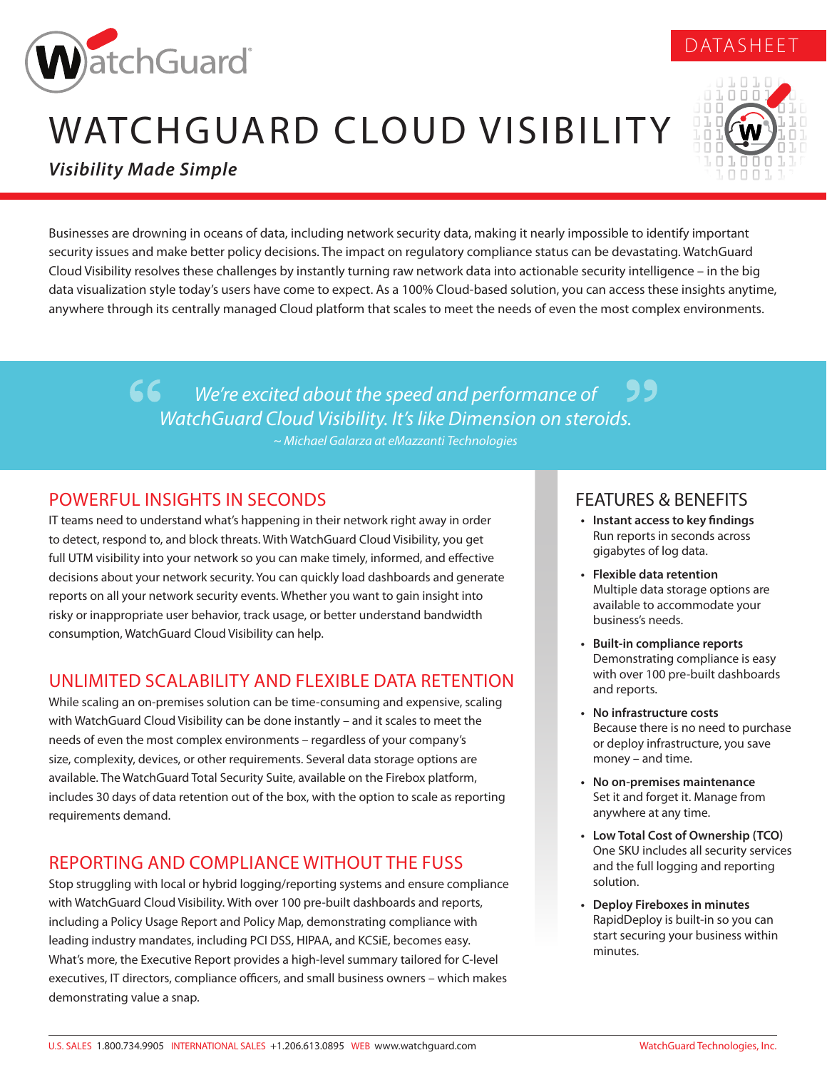DATASHEET

# WATCHGUARD CLOUD VISIBILITY

***Visibility Made Simple***

Businesses are drowning in oceans of data, including network security data, making it nearly impossible to identify important security issues and make better policy decisions. The impact on regulatory compliance status can be devastating. WatchGuard Cloud Visibility resolves these challenges by instantly turning raw network data into actionable security intelligence – in the big data visualization style today's users have come to expect. As a 100% Cloud-based solution, you can access these insights anytime, anywhere through its centrally managed Cloud platform that scales to meet the needs of even the most complex environments.

> *"We're excited about the speed and performance of WatchGuard Cloud Visibility. It's like Dimension on steroids."*
>
> *~ Michael Galarza at eMazzanti Technologies*

## POWERFUL INSIGHTS IN SECONDS

IT teams need to understand what's happening in their network right away in order to detect, respond to, and block threats. With WatchGuard Cloud Visibility, you get full UTM visibility into your network so you can make timely, informed, and effective decisions about your network security. You can quickly load dashboards and generate reports on all your network security events. Whether you want to gain insight into risky or inappropriate user behavior, track usage, or better understand bandwidth consumption, WatchGuard Cloud Visibility can help.

## UNLIMITED SCALABILITY AND FLEXIBLE DATA RETENTION

While scaling an on-premises solution can be time-consuming and expensive, scaling with WatchGuard Cloud Visibility can be done instantly – and it scales to meet the needs of even the most complex environments – regardless of your company's size, complexity, devices, or other requirements. Several data storage options are available. The WatchGuard Total Security Suite, available on the Firebox platform, includes 30 days of data retention out of the box, with the option to scale as reporting requirements demand.

## REPORTING AND COMPLIANCE WITHOUT THE FUSS

Stop struggling with local or hybrid logging/reporting systems and ensure compliance with WatchGuard Cloud Visibility. With over 100 pre-built dashboards and reports, including a Policy Usage Report and Policy Map, demonstrating compliance with leading industry mandates, including PCI DSS, HIPAA, and KCSiE, becomes easy. What's more, the Executive Report provides a high-level summary tailored for C-level executives, IT directors, compliance officers, and small business owners – which makes demonstrating value a snap.

## FEATURES & BENEFITS

- **Instant access to key findings**
  Run reports in seconds across gigabytes of log data.
- **Flexible data retention**
  Multiple data storage options are available to accommodate your business's needs.
- **Built-in compliance reports**
  Demonstrating compliance is easy with over 100 pre-built dashboards and reports.
- **No infrastructure costs**
  Because there is no need to purchase or deploy infrastructure, you save money – and time.
- **No on-premises maintenance**
  Set it and forget it. Manage from anywhere at any time.
- **Low Total Cost of Ownership (TCO)**
  One SKU includes all security services and the full logging and reporting solution.
- **Deploy Fireboxes in minutes**
  RapidDeploy is built-in so you can start securing your business within minutes.

U.S. SALES 1.800.734.9905 INTERNATIONAL SALES +1.206.613.0895 WEB www.watchguard.com WatchGuard Technologies, Inc.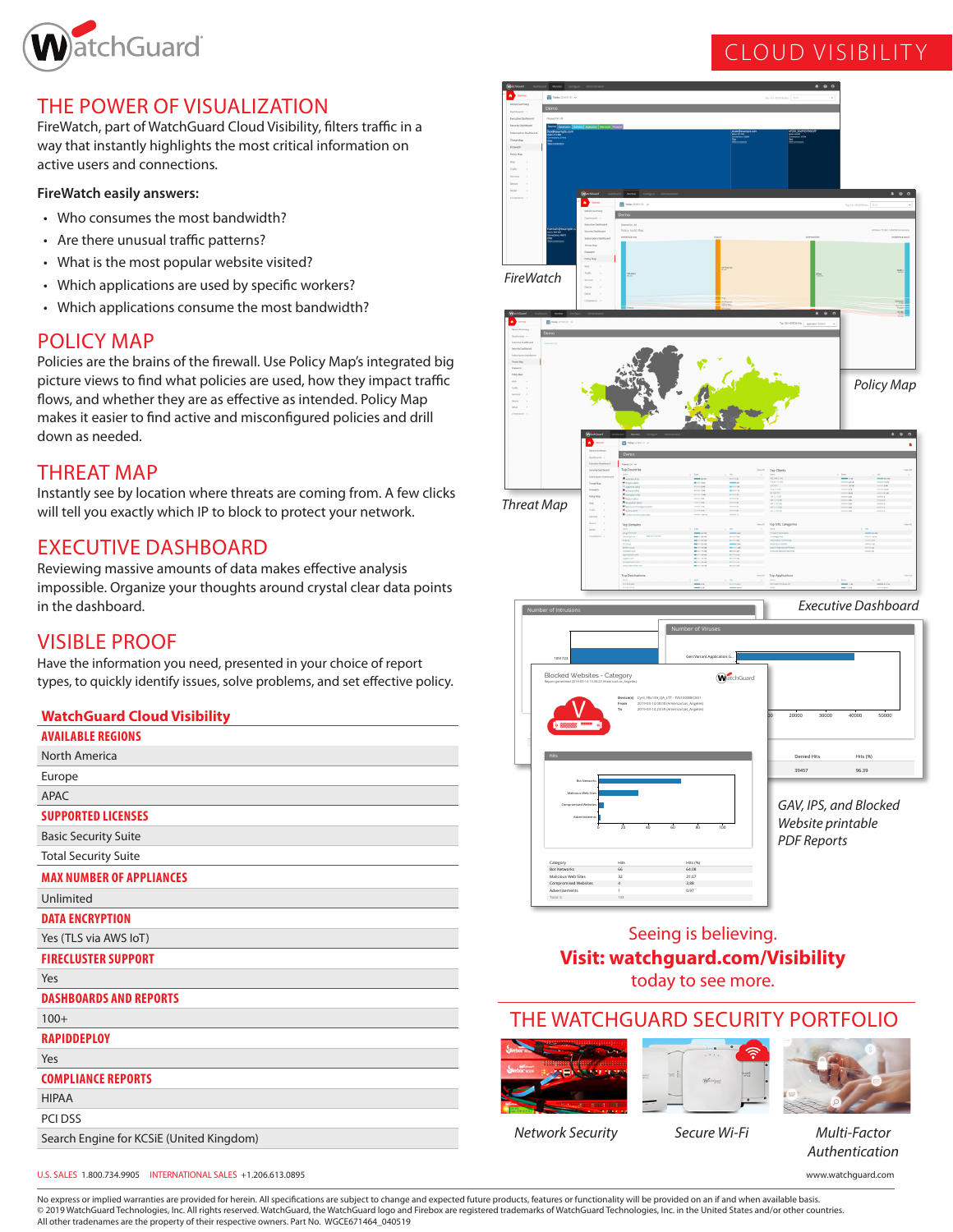CLOUD VISIBILITY

## THE POWER OF VISUALIZATION

FireWatch, part of WatchGuard Cloud Visibility, filters traffic in a way that instantly highlights the most critical information on active users and connections.

**FireWatch easily answers:**

- Who consumes the most bandwidth?
- Are there unusual traffic patterns?
- What is the most popular website visited?
- Which applications are used by specific workers?
- Which applications consume the most bandwidth?

## POLICY MAP

Policies are the brains of the firewall. Use Policy Map's integrated big picture views to find what policies are used, how they impact traffic flows, and whether they are as effective as intended. Policy Map makes it easier to find active and misconfigured policies and drill down as needed.

## THREAT MAP

Instantly see by location where threats are coming from. A few clicks will tell you exactly which IP to block to protect your network.

## EXECUTIVE DASHBOARD

Reviewing massive amounts of data makes effective analysis impossible. Organize your thoughts around crystal clear data points in the dashboard.

## VISIBLE PROOF

Have the information you need, presented in your choice of report types, to quickly identify issues, solve problems, and set effective policy.

| **WatchGuard Cloud Visibility** |
|---|
| **AVAILABLE REGIONS** |
| North America |
| Europe |
| APAC |
| **SUPPORTED LICENSES** |
| Basic Security Suite |
| Total Security Suite |
| **MAX NUMBER OF APPLIANCES** |
| Unlimited |
| **DATA ENCRYPTION** |
| Yes (TLS via AWS IoT) |
| **FIRECLUSTER SUPPORT** |
| Yes |
| **DASHBOARDS AND REPORTS** |
| 100+ |
| **RAPIDDEPLOY** |
| Yes |
| **COMPLIANCE REPORTS** |
| HIPAA |
| PCI DSS |
| Search Engine for KCSiE (United Kingdom) |

*FireWatch*

*Policy Map*

*Threat Map*

*Executive Dashboard*

*GAV, IPS, and Blocked Website printable PDF Reports*

Seeing is believing.
**Visit: watchguard.com/Visibility**
today to see more.

## THE WATCHGUARD SECURITY PORTFOLIO

*Network Security* | *Secure Wi-Fi* | *Multi-Factor Authentication*

U.S. SALES 1.800.734.9905 INTERNATIONAL SALES +1.206.613.0895 www.watchguard.com

No express or implied warranties are provided for herein. All specifications are subject to change and expected future products, features or functionality will be provided on an if and when available basis. © 2019 WatchGuard Technologies, Inc. All rights reserved. WatchGuard, the WatchGuard logo and Firebox are registered trademarks of WatchGuard Technologies, Inc. in the United States and/or other countries. All other tradenames are the property of their respective owners. Part No. WGCE671464_040519